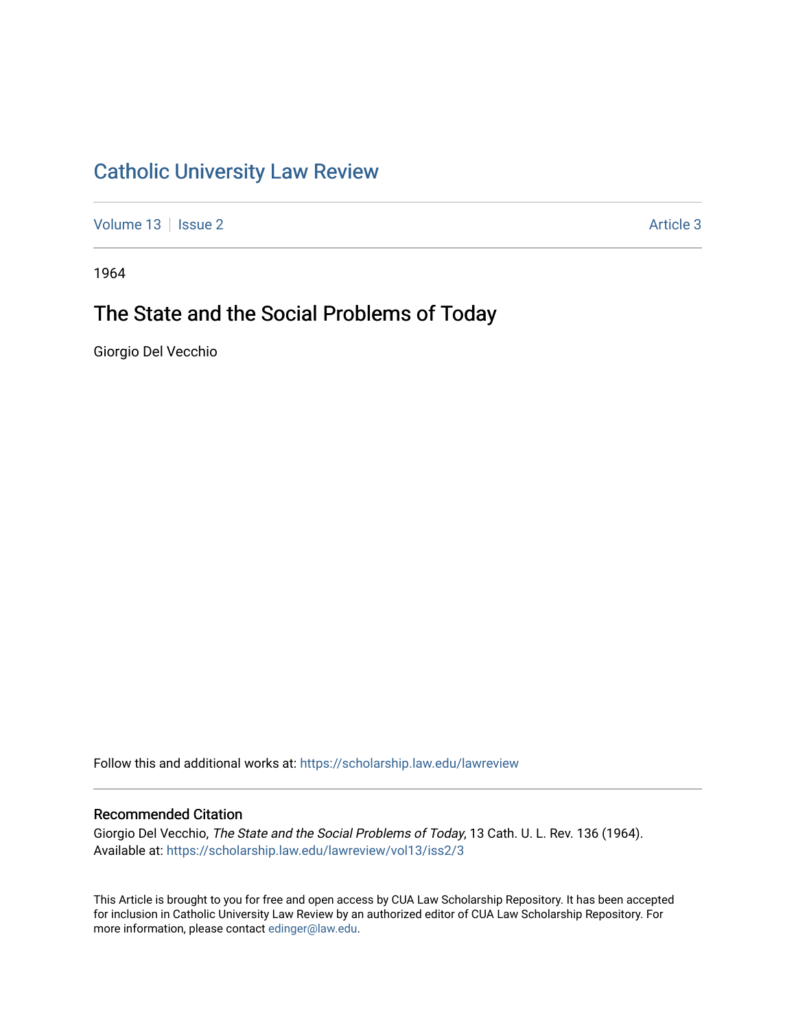# Catholic University Law Review

Volume 13 | Issue 2 | Article 3

1964

## The State and the Social Problems of Today

Giorgio Del Vecchio

Follow this and additional works at: https://scholarship.law.edu/lawreview

### Recommended Citation

Giorgio Del Vecchio, *The State and the Social Problems of Today*, 13 Cath. U. L. Rev. 136 (1964). Available at: https://scholarship.law.edu/lawreview/vol13/iss2/3

This Article is brought to you for free and open access by CUA Law Scholarship Repository. It has been accepted for inclusion in Catholic University Law Review by an authorized editor of CUA Law Scholarship Repository. For more information, please contact edinger@law.edu.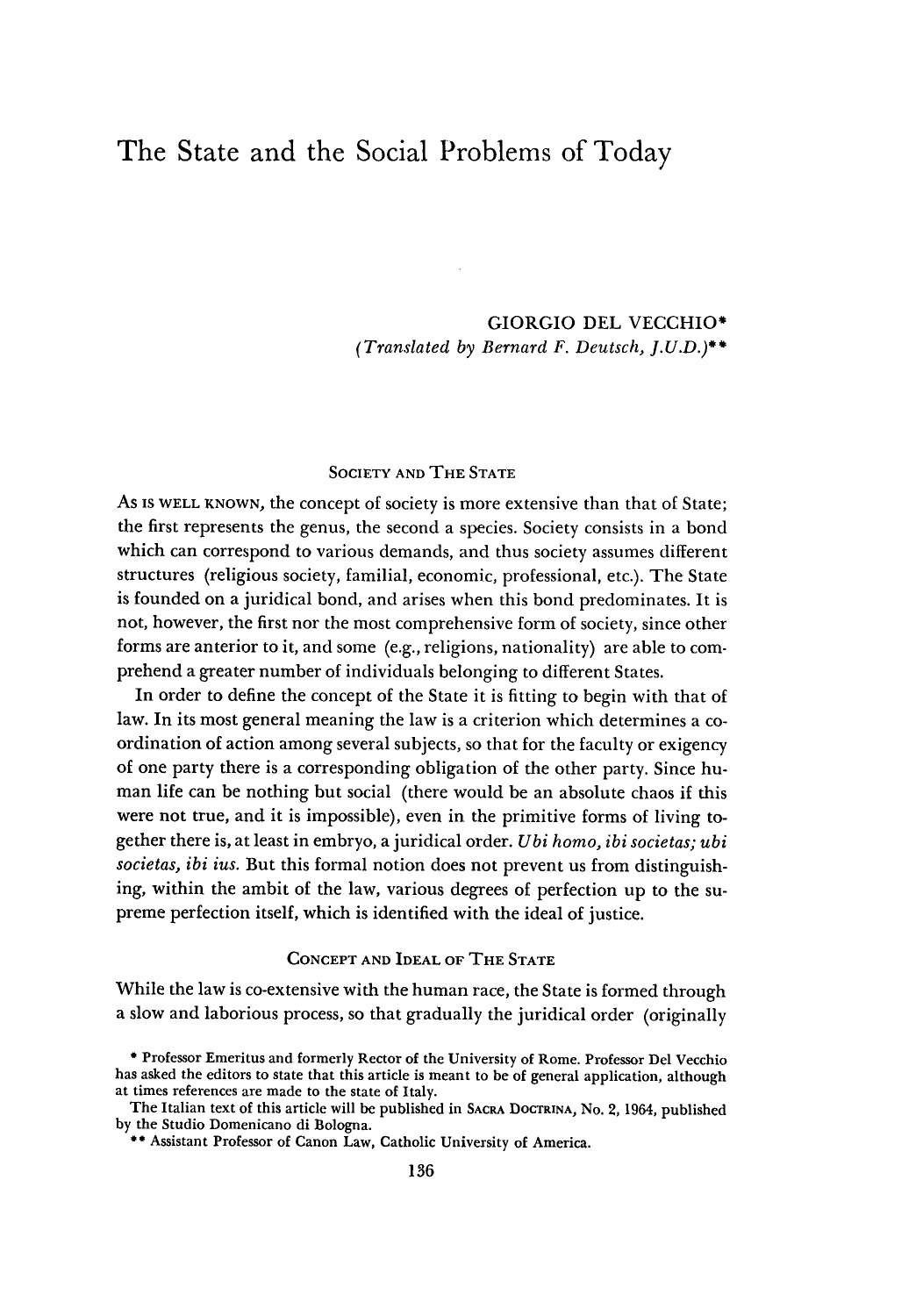# The State and the Social Problems of Today

GIORGIO DEL VECCHIO*
*(Translated by Bernard F. Deutsch, J.U.D.)***

## SOCIETY AND THE STATE

AS IS WELL KNOWN, the concept of society is more extensive than that of State; the first represents the genus, the second a species. Society consists in a bond which can correspond to various demands, and thus society assumes different structures (religious society, familial, economic, professional, etc.). The State is founded on a juridical bond, and arises when this bond predominates. It is not, however, the first nor the most comprehensive form of society, since other forms are anterior to it, and some (e.g., religions, nationality) are able to comprehend a greater number of individuals belonging to different States.

In order to define the concept of the State it is fitting to begin with that of law. In its most general meaning the law is a criterion which determines a coordination of action among several subjects, so that for the faculty or exigency of one party there is a corresponding obligation of the other party. Since human life can be nothing but social (there would be an absolute chaos if this were not true, and it is impossible), even in the primitive forms of living together there is, at least in embryo, a juridical order. *Ubi homo, ibi societas; ubi societas, ibi ius.* But this formal notion does not prevent us from distinguishing, within the ambit of the law, various degrees of perfection up to the supreme perfection itself, which is identified with the ideal of justice.

## CONCEPT AND IDEAL OF THE STATE

While the law is co-extensive with the human race, the State is formed through a slow and laborious process, so that gradually the juridical order (originally

\* Professor Emeritus and formerly Rector of the University of Rome. Professor Del Vecchio has asked the editors to state that this article is meant to be of general application, although at times references are made to the state of Italy.

The Italian text of this article will be published in SACRA DOCTRINA, No. 2, 1964, published by the Studio Domenicano di Bologna.

\*\* Assistant Professor of Canon Law, Catholic University of America.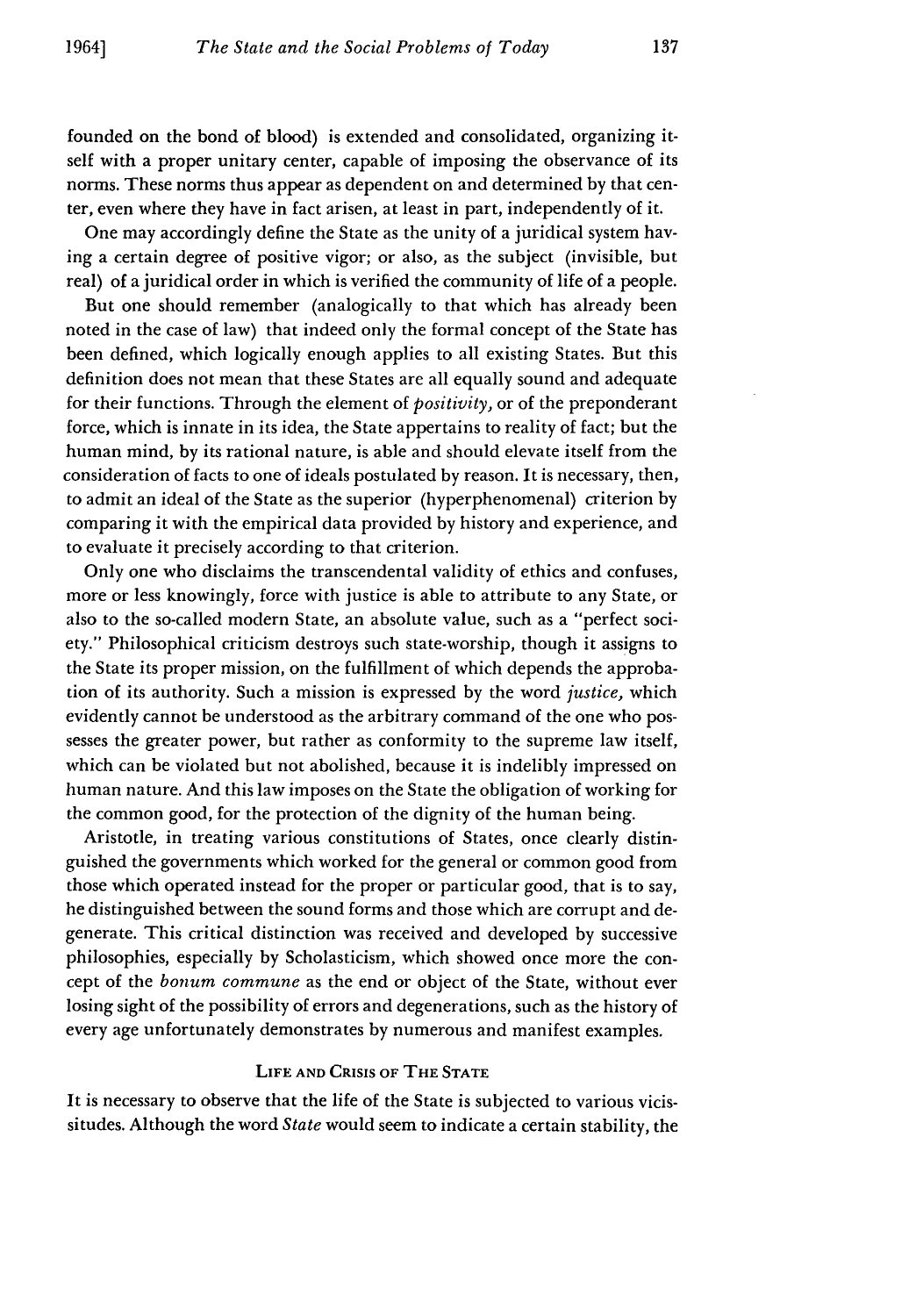founded on the bond of blood) is extended and consolidated, organizing itself with a proper unitary center, capable of imposing the observance of its norms. These norms thus appear as dependent on and determined by that center, even where they have in fact arisen, at least in part, independently of it.

One may accordingly define the State as the unity of a juridical system having a certain degree of positive vigor; or also, as the subject (invisible, but real) of a juridical order in which is verified the community of life of a people.

But one should remember (analogically to that which has already been noted in the case of law) that indeed only the formal concept of the State has been defined, which logically enough applies to all existing States. But this definition does not mean that these States are all equally sound and adequate for their functions. Through the element of *positivity*, or of the preponderant force, which is innate in its idea, the State appertains to reality of fact; but the human mind, by its rational nature, is able and should elevate itself from the consideration of facts to one of ideals postulated by reason. It is necessary, then, to admit an ideal of the State as the superior (hyperphenomenal) criterion by comparing it with the empirical data provided by history and experience, and to evaluate it precisely according to that criterion.

Only one who disclaims the transcendental validity of ethics and confuses, more or less knowingly, force with justice is able to attribute to any State, or also to the so-called modern State, an absolute value, such as a "perfect society." Philosophical criticism destroys such state-worship, though it assigns to the State its proper mission, on the fulfillment of which depends the approbation of its authority. Such a mission is expressed by the word *justice*, which evidently cannot be understood as the arbitrary command of the one who possesses the greater power, but rather as conformity to the supreme law itself, which can be violated but not abolished, because it is indelibly impressed on human nature. And this law imposes on the State the obligation of working for the common good, for the protection of the dignity of the human being.

Aristotle, in treating various constitutions of States, once clearly distinguished the governments which worked for the general or common good from those which operated instead for the proper or particular good, that is to say, he distinguished between the sound forms and those which are corrupt and degenerate. This critical distinction was received and developed by successive philosophies, especially by Scholasticism, which showed once more the concept of the *bonum commune* as the end or object of the State, without ever losing sight of the possibility of errors and degenerations, such as the history of every age unfortunately demonstrates by numerous and manifest examples.

## Life and Crisis of the State

It is necessary to observe that the life of the State is subjected to various vicissitudes. Although the word *State* would seem to indicate a certain stability, the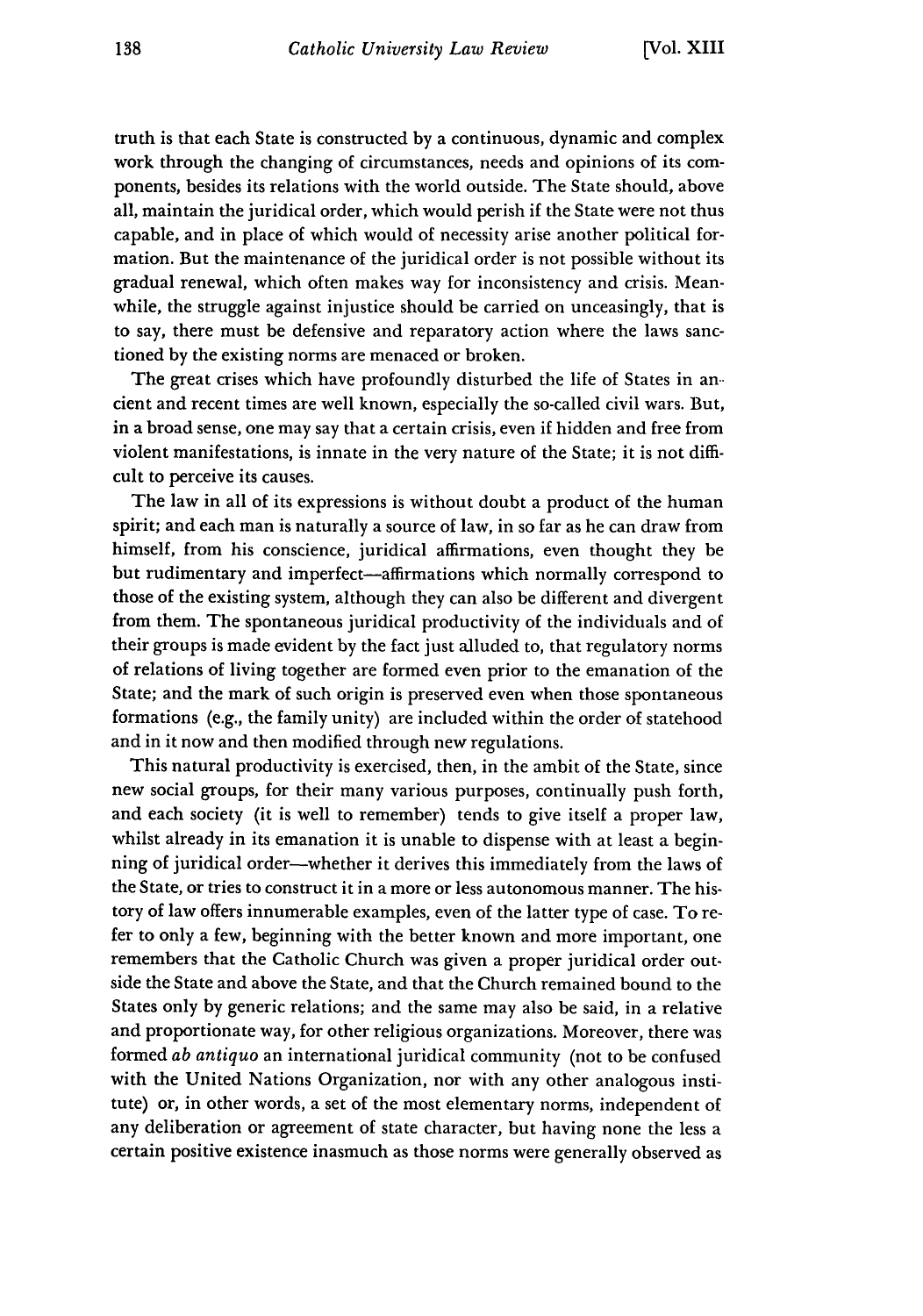truth is that each State is constructed by a continuous, dynamic and complex work through the changing of circumstances, needs and opinions of its components, besides its relations with the world outside. The State should, above all, maintain the juridical order, which would perish if the State were not thus capable, and in place of which would of necessity arise another political formation. But the maintenance of the juridical order is not possible without its gradual renewal, which often makes way for inconsistency and crisis. Meanwhile, the struggle against injustice should be carried on unceasingly, that is to say, there must be defensive and reparatory action where the laws sanctioned by the existing norms are menaced or broken.

The great crises which have profoundly disturbed the life of States in ancient and recent times are well known, especially the so-called civil wars. But, in a broad sense, one may say that a certain crisis, even if hidden and free from violent manifestations, is innate in the very nature of the State; it is not difficult to perceive its causes.

The law in all of its expressions is without doubt a product of the human spirit; and each man is naturally a source of law, in so far as he can draw from himself, from his conscience, juridical affirmations, even thought they be but rudimentary and imperfect—affirmations which normally correspond to those of the existing system, although they can also be different and divergent from them. The spontaneous juridical productivity of the individuals and of their groups is made evident by the fact just alluded to, that regulatory norms of relations of living together are formed even prior to the emanation of the State; and the mark of such origin is preserved even when those spontaneous formations (e.g., the family unity) are included within the order of statehood and in it now and then modified through new regulations.

This natural productivity is exercised, then, in the ambit of the State, since new social groups, for their many various purposes, continually push forth, and each society (it is well to remember) tends to give itself a proper law, whilst already in its emanation it is unable to dispense with at least a beginning of juridical order—whether it derives this immediately from the laws of the State, or tries to construct it in a more or less autonomous manner. The history of law offers innumerable examples, even of the latter type of case. To refer to only a few, beginning with the better known and more important, one remembers that the Catholic Church was given a proper juridical order outside the State and above the State, and that the Church remained bound to the States only by generic relations; and the same may also be said, in a relative and proportionate way, for other religious organizations. Moreover, there was formed *ab antiquo* an international juridical community (not to be confused with the United Nations Organization, nor with any other analogous institute) or, in other words, a set of the most elementary norms, independent of any deliberation or agreement of state character, but having none the less a certain positive existence inasmuch as those norms were generally observed as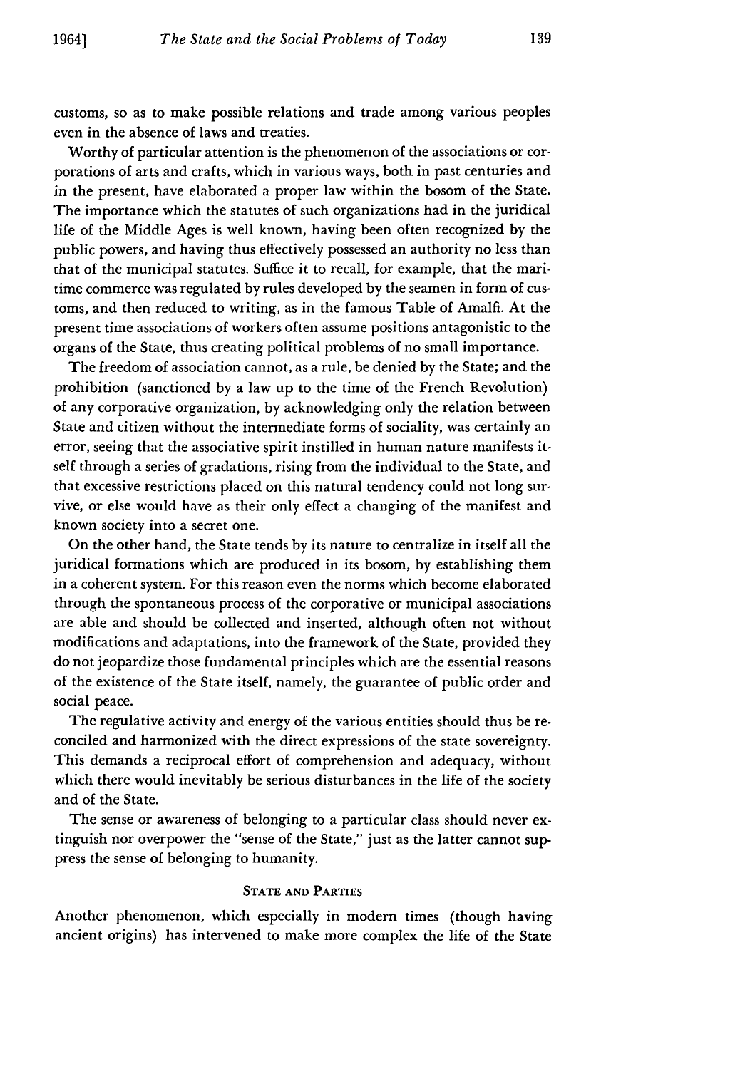customs, so as to make possible relations and trade among various peoples even in the absence of laws and treaties.

Worthy of particular attention is the phenomenon of the associations or corporations of arts and crafts, which in various ways, both in past centuries and in the present, have elaborated a proper law within the bosom of the State. The importance which the statutes of such organizations had in the juridical life of the Middle Ages is well known, having been often recognized by the public powers, and having thus effectively possessed an authority no less than that of the municipal statutes. Suffice it to recall, for example, that the maritime commerce was regulated by rules developed by the seamen in form of customs, and then reduced to writing, as in the famous Table of Amalfi. At the present time associations of workers often assume positions antagonistic to the organs of the State, thus creating political problems of no small importance.

The freedom of association cannot, as a rule, be denied by the State; and the prohibition (sanctioned by a law up to the time of the French Revolution) of any corporative organization, by acknowledging only the relation between State and citizen without the intermediate forms of sociality, was certainly an error, seeing that the associative spirit instilled in human nature manifests itself through a series of gradations, rising from the individual to the State, and that excessive restrictions placed on this natural tendency could not long survive, or else would have as their only effect a changing of the manifest and known society into a secret one.

On the other hand, the State tends by its nature to centralize in itself all the juridical formations which are produced in its bosom, by establishing them in a coherent system. For this reason even the norms which become elaborated through the spontaneous process of the corporative or municipal associations are able and should be collected and inserted, although often not without modifications and adaptations, into the framework of the State, provided they do not jeopardize those fundamental principles which are the essential reasons of the existence of the State itself, namely, the guarantee of public order and social peace.

The regulative activity and energy of the various entities should thus be reconciled and harmonized with the direct expressions of the state sovereignty. This demands a reciprocal effort of comprehension and adequacy, without which there would inevitably be serious disturbances in the life of the society and of the State.

The sense or awareness of belonging to a particular class should never extinguish nor overpower the "sense of the State," just as the latter cannot suppress the sense of belonging to humanity.

## State and Parties

Another phenomenon, which especially in modern times (though having ancient origins) has intervened to make more complex the life of the State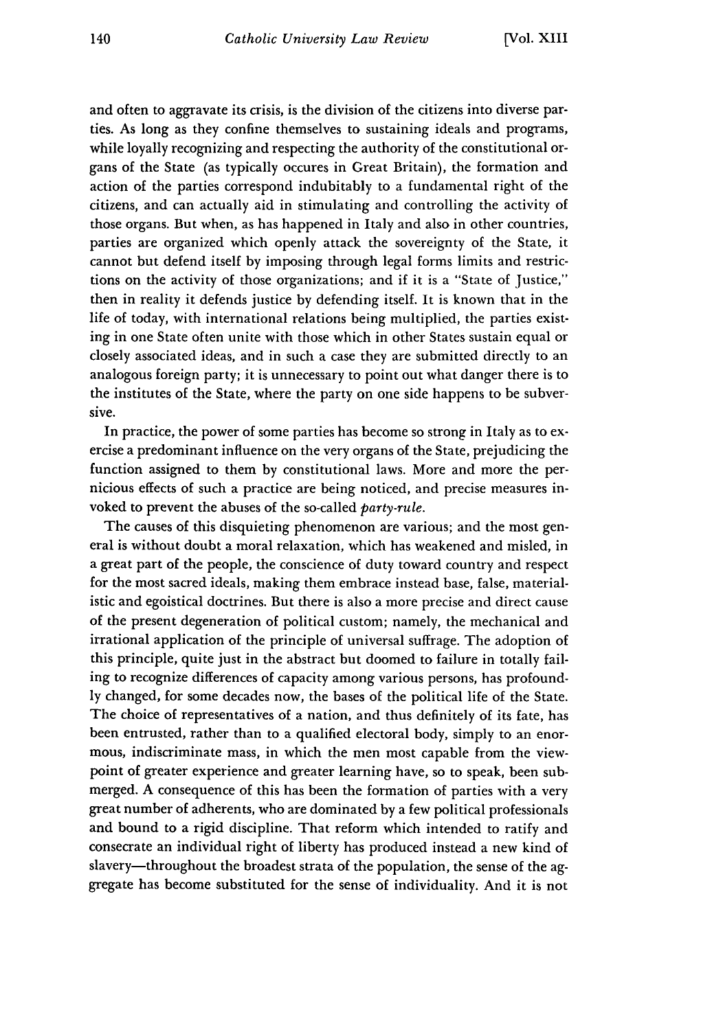and often to aggravate its crisis, is the division of the citizens into diverse parties. As long as they confine themselves to sustaining ideals and programs, while loyally recognizing and respecting the authority of the constitutional organs of the State (as typically occures in Great Britain), the formation and action of the parties correspond indubitably to a fundamental right of the citizens, and can actually aid in stimulating and controlling the activity of those organs. But when, as has happened in Italy and also in other countries, parties are organized which openly attack the sovereignty of the State, it cannot but defend itself by imposing through legal forms limits and restrictions on the activity of those organizations; and if it is a "State of Justice," then in reality it defends justice by defending itself. It is known that in the life of today, with international relations being multiplied, the parties existing in one State often unite with those which in other States sustain equal or closely associated ideas, and in such a case they are submitted directly to an analogous foreign party; it is unnecessary to point out what danger there is to the institutes of the State, where the party on one side happens to be subversive.

In practice, the power of some parties has become so strong in Italy as to exercise a predominant influence on the very organs of the State, prejudicing the function assigned to them by constitutional laws. More and more the pernicious effects of such a practice are being noticed, and precise measures invoked to prevent the abuses of the so-called *party-rule*.

The causes of this disquieting phenomenon are various; and the most general is without doubt a moral relaxation, which has weakened and misled, in a great part of the people, the conscience of duty toward country and respect for the most sacred ideals, making them embrace instead base, false, materialistic and egoistical doctrines. But there is also a more precise and direct cause of the present degeneration of political custom; namely, the mechanical and irrational application of the principle of universal suffrage. The adoption of this principle, quite just in the abstract but doomed to failure in totally failing to recognize differences of capacity among various persons, has profoundly changed, for some decades now, the bases of the political life of the State. The choice of representatives of a nation, and thus definitely of its fate, has been entrusted, rather than to a qualified electoral body, simply to an enormous, indiscriminate mass, in which the men most capable from the viewpoint of greater experience and greater learning have, so to speak, been submerged. A consequence of this has been the formation of parties with a very great number of adherents, who are dominated by a few political professionals and bound to a rigid discipline. That reform which intended to ratify and consecrate an individual right of liberty has produced instead a new kind of slavery—throughout the broadest strata of the population, the sense of the aggregate has become substituted for the sense of individuality. And it is not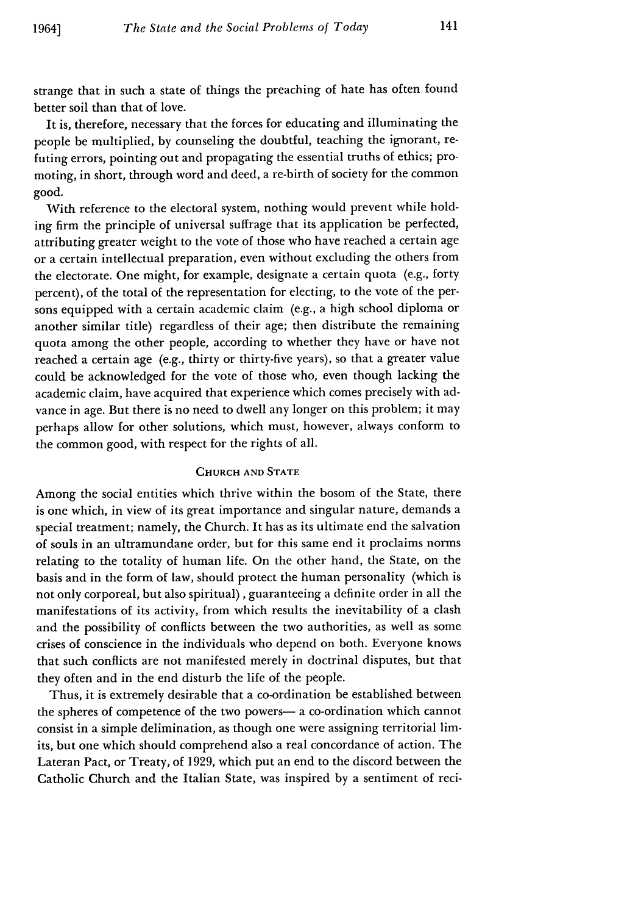strange that in such a state of things the preaching of hate has often found better soil than that of love.

It is, therefore, necessary that the forces for educating and illuminating the people be multiplied, by counseling the doubtful, teaching the ignorant, refuting errors, pointing out and propagating the essential truths of ethics; promoting, in short, through word and deed, a re-birth of society for the common good.

With reference to the electoral system, nothing would prevent while holding firm the principle of universal suffrage that its application be perfected, attributing greater weight to the vote of those who have reached a certain age or a certain intellectual preparation, even without excluding the others from the electorate. One might, for example, designate a certain quota (e.g., forty percent), of the total of the representation for electing, to the vote of the persons equipped with a certain academic claim (e.g., a high school diploma or another similar title) regardless of their age; then distribute the remaining quota among the other people, according to whether they have or have not reached a certain age (e.g., thirty or thirty-five years), so that a greater value could be acknowledged for the vote of those who, even though lacking the academic claim, have acquired that experience which comes precisely with advance in age. But there is no need to dwell any longer on this problem; it may perhaps allow for other solutions, which must, however, always conform to the common good, with respect for the rights of all.

## Church and State

Among the social entities which thrive within the bosom of the State, there is one which, in view of its great importance and singular nature, demands a special treatment; namely, the Church. It has as its ultimate end the salvation of souls in an ultramundane order, but for this same end it proclaims norms relating to the totality of human life. On the other hand, the State, on the basis and in the form of law, should protect the human personality (which is not only corporeal, but also spiritual), guaranteeing a definite order in all the manifestations of its activity, from which results the inevitability of a clash and the possibility of conflicts between the two authorities, as well as some crises of conscience in the individuals who depend on both. Everyone knows that such conflicts are not manifested merely in doctrinal disputes, but that they often and in the end disturb the life of the people.

Thus, it is extremely desirable that a co-ordination be established between the spheres of competence of the two powers— a co-ordination which cannot consist in a simple delimination, as though one were assigning territorial limits, but one which should comprehend also a real concordance of action. The Lateran Pact, or Treaty, of 1929, which put an end to the discord between the Catholic Church and the Italian State, was inspired by a sentiment of reci-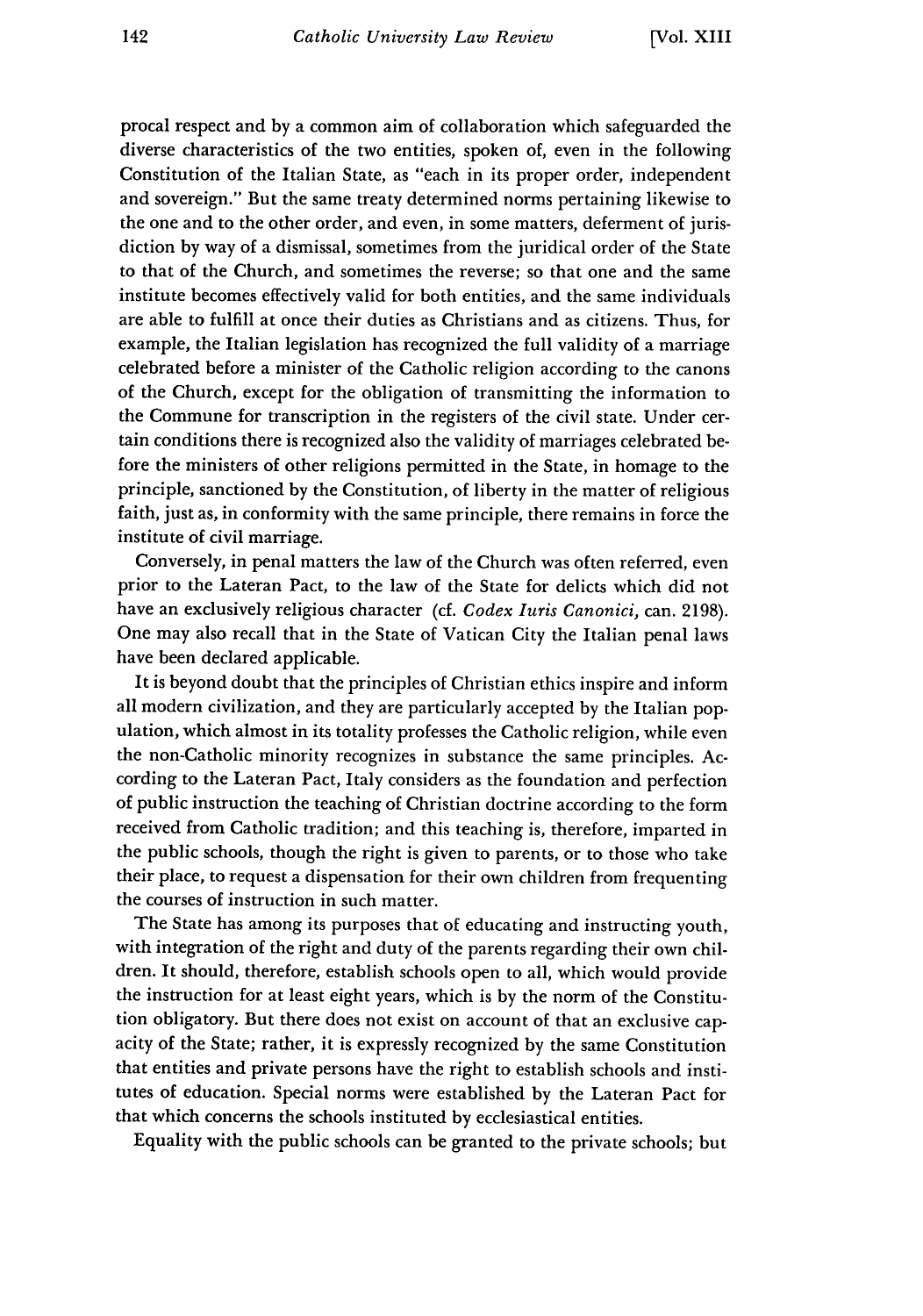procal respect and by a common aim of collaboration which safeguarded the diverse characteristics of the two entities, spoken of, even in the following Constitution of the Italian State, as "each in its proper order, independent and sovereign." But the same treaty determined norms pertaining likewise to the one and to the other order, and even, in some matters, deferment of jurisdiction by way of a dismissal, sometimes from the juridical order of the State to that of the Church, and sometimes the reverse; so that one and the same institute becomes effectively valid for both entities, and the same individuals are able to fulfill at once their duties as Christians and as citizens. Thus, for example, the Italian legislation has recognized the full validity of a marriage celebrated before a minister of the Catholic religion according to the canons of the Church, except for the obligation of transmitting the information to the Commune for transcription in the registers of the civil state. Under certain conditions there is recognized also the validity of marriages celebrated before the ministers of other religions permitted in the State, in homage to the principle, sanctioned by the Constitution, of liberty in the matter of religious faith, just as, in conformity with the same principle, there remains in force the institute of civil marriage.

Conversely, in penal matters the law of the Church was often referred, even prior to the Lateran Pact, to the law of the State for delicts which did not have an exclusively religious character (cf. *Codex Iuris Canonici*, can. 2198). One may also recall that in the State of Vatican City the Italian penal laws have been declared applicable.

It is beyond doubt that the principles of Christian ethics inspire and inform all modern civilization, and they are particularly accepted by the Italian population, which almost in its totality professes the Catholic religion, while even the non-Catholic minority recognizes in substance the same principles. According to the Lateran Pact, Italy considers as the foundation and perfection of public instruction the teaching of Christian doctrine according to the form received from Catholic tradition; and this teaching is, therefore, imparted in the public schools, though the right is given to parents, or to those who take their place, to request a dispensation for their own children from frequenting the courses of instruction in such matter.

The State has among its purposes that of educating and instructing youth, with integration of the right and duty of the parents regarding their own children. It should, therefore, establish schools open to all, which would provide the instruction for at least eight years, which is by the norm of the Constitution obligatory. But there does not exist on account of that an exclusive capacity of the State; rather, it is expressly recognized by the same Constitution that entities and private persons have the right to establish schools and institutes of education. Special norms were established by the Lateran Pact for that which concerns the schools instituted by ecclesiastical entities.

Equality with the public schools can be granted to the private schools; but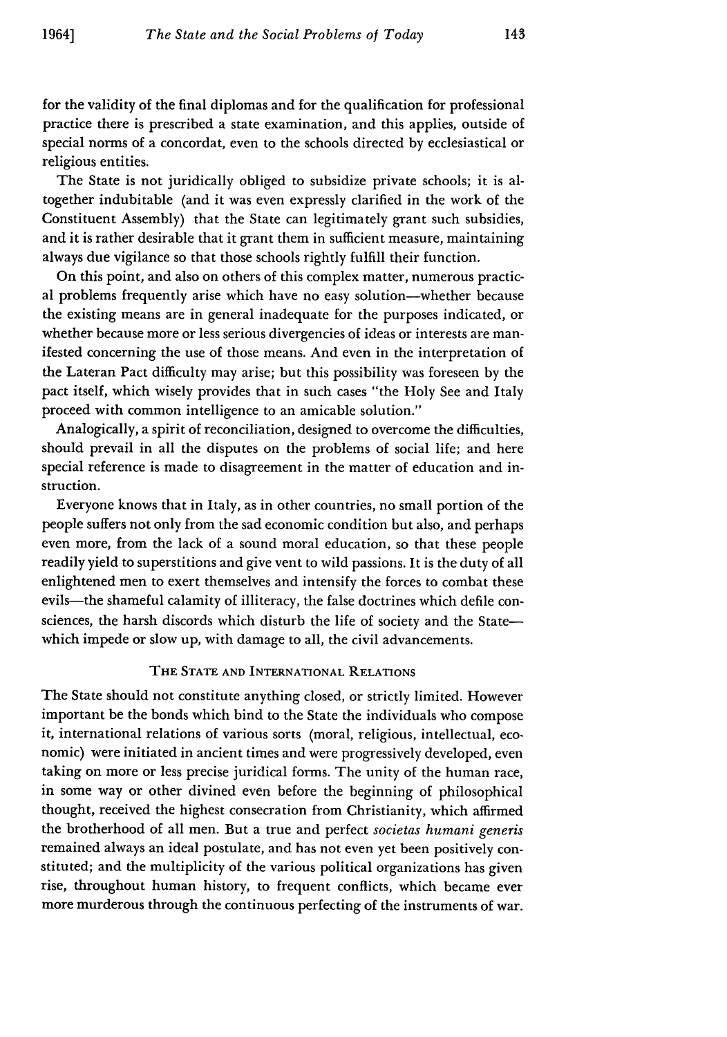for the validity of the final diplomas and for the qualification for professional practice there is prescribed a state examination, and this applies, outside of special norms of a concordat, even to the schools directed by ecclesiastical or religious entities.

The State is not juridically obliged to subsidize private schools; it is altogether indubitable (and it was even expressly clarified in the work of the Constituent Assembly) that the State can legitimately grant such subsidies, and it is rather desirable that it grant them in sufficient measure, maintaining always due vigilance so that those schools rightly fulfill their function.

On this point, and also on others of this complex matter, numerous practical problems frequently arise which have no easy solution—whether because the existing means are in general inadequate for the purposes indicated, or whether because more or less serious divergencies of ideas or interests are manifested concerning the use of those means. And even in the interpretation of the Lateran Pact difficulty may arise; but this possibility was foreseen by the pact itself, which wisely provides that in such cases "the Holy See and Italy proceed with common intelligence to an amicable solution."

Analogically, a spirit of reconciliation, designed to overcome the difficulties, should prevail in all the disputes on the problems of social life; and here special reference is made to disagreement in the matter of education and instruction.

Everyone knows that in Italy, as in other countries, no small portion of the people suffers not only from the sad economic condition but also, and perhaps even more, from the lack of a sound moral education, so that these people readily yield to superstitions and give vent to wild passions. It is the duty of all enlightened men to exert themselves and intensify the forces to combat these evils—the shameful calamity of illiteracy, the false doctrines which defile consciences, the harsh discords which disturb the life of society and the State—which impede or slow up, with damage to all, the civil advancements.

## The State and International Relations

The State should not constitute anything closed, or strictly limited. However important be the bonds which bind to the State the individuals who compose it, international relations of various sorts (moral, religious, intellectual, economic) were initiated in ancient times and were progressively developed, even taking on more or less precise juridical forms. The unity of the human race, in some way or other divined even before the beginning of philosophical thought, received the highest consecration from Christianity, which affirmed the brotherhood of all men. But a true and perfect *societas humani generis* remained always an ideal postulate, and has not even yet been positively constituted; and the multiplicity of the various political organizations has given rise, throughout human history, to frequent conflicts, which became ever more murderous through the continuous perfecting of the instruments of war.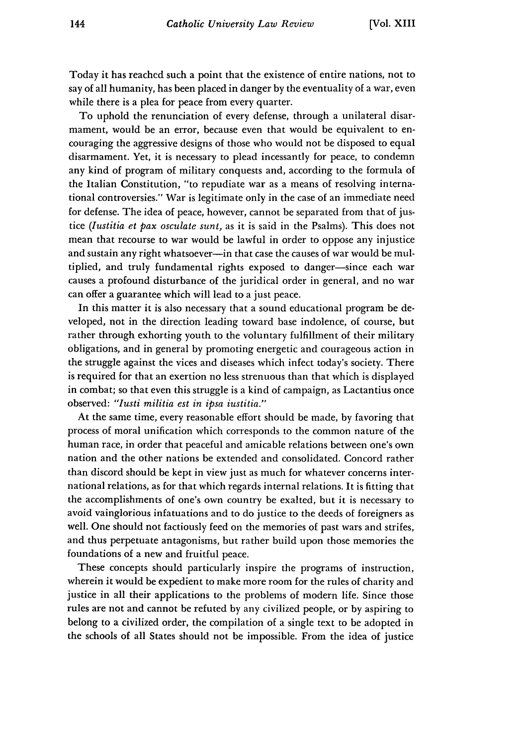Today it has reached such a point that the existence of entire nations, not to say of all humanity, has been placed in danger by the eventuality of a war, even while there is a plea for peace from every quarter.

To uphold the renunciation of every defense, through a unilateral disarmament, would be an error, because even that would be equivalent to encouraging the aggressive designs of those who would not be disposed to equal disarmament. Yet, it is necessary to plead incessantly for peace, to condemn any kind of program of military conquests and, according to the formula of the Italian Constitution, "to repudiate war as a means of resolving international controversies." War is legitimate only in the case of an immediate need for defense. The idea of peace, however, cannot be separated from that of justice (*Iustitia et pax osculate sunt,* as it is said in the Psalms). This does not mean that recourse to war would be lawful in order to oppose any injustice and sustain any right whatsoever—in that case the causes of war would be multiplied, and truly fundamental rights exposed to danger—since each war causes a profound disturbance of the juridical order in general, and no war can offer a guarantee which will lead to a just peace.

In this matter it is also necessary that a sound educational program be developed, not in the direction leading toward base indolence, of course, but rather through exhorting youth to the voluntary fulfillment of their military obligations, and in general by promoting energetic and courageous action in the struggle against the vices and diseases which infect today's society. There is required for that an exertion no less strenuous than that which is displayed in combat; so that even this struggle is a kind of campaign, as Lactantius once observed: *"Iusti militia est in ipsa iustitia."*

At the same time, every reasonable effort should be made, by favoring that process of moral unification which corresponds to the common nature of the human race, in order that peaceful and amicable relations between one's own nation and the other nations be extended and consolidated. Concord rather than discord should be kept in view just as much for whatever concerns international relations, as for that which regards internal relations. It is fitting that the accomplishments of one's own country be exalted, but it is necessary to avoid vainglorious infatuations and to do justice to the deeds of foreigners as well. One should not factiously feed on the memories of past wars and strifes, and thus perpetuate antagonisms, but rather build upon those memories the foundations of a new and fruitful peace.

These concepts should particularly inspire the programs of instruction, wherein it would be expedient to make more room for the rules of charity and justice in all their applications to the problems of modern life. Since those rules are not and cannot be refuted by any civilized people, or by aspiring to belong to a civilized order, the compilation of a single text to be adopted in the schools of all States should not be impossible. From the idea of justice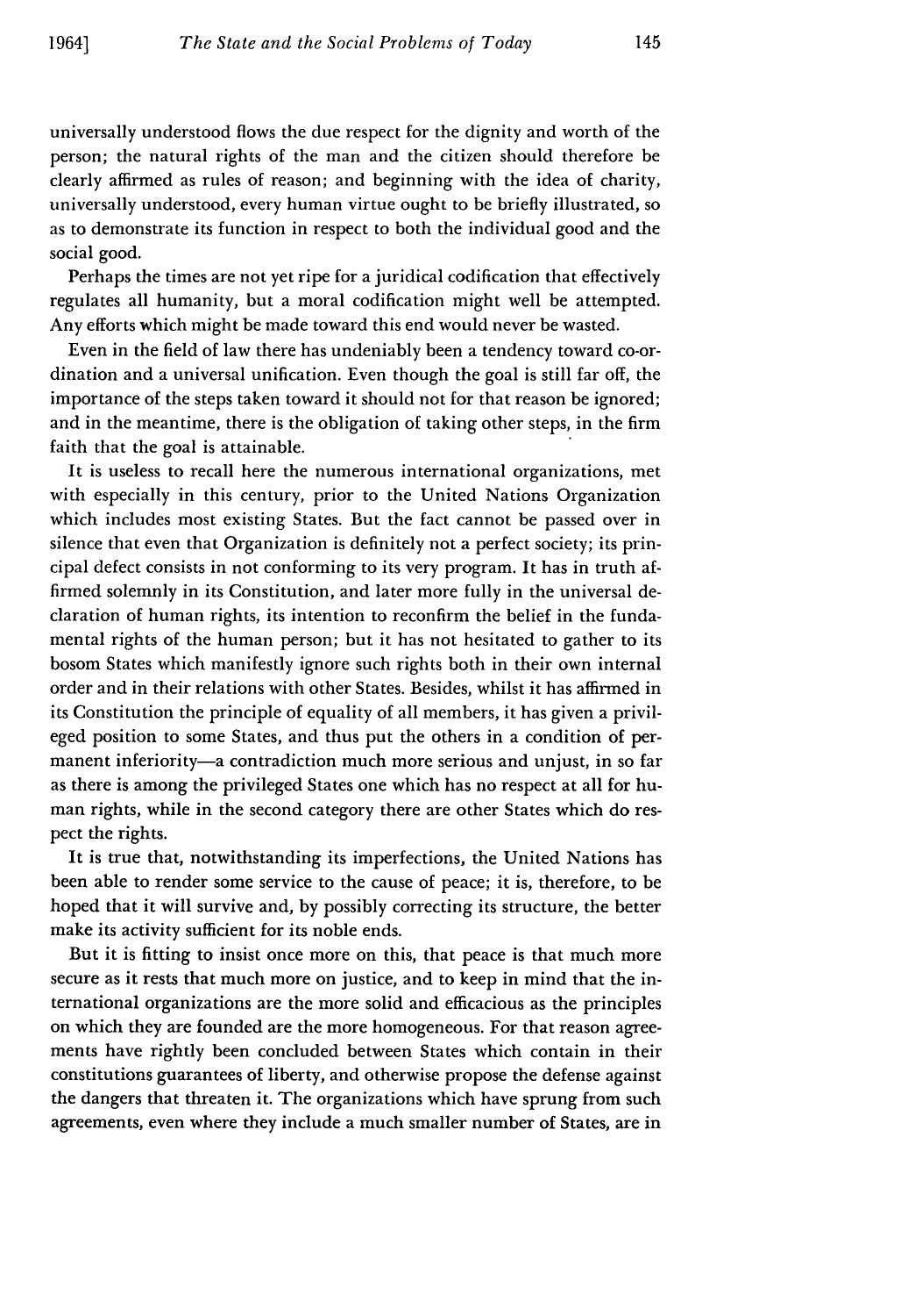universally understood flows the due respect for the dignity and worth of the person; the natural rights of the man and the citizen should therefore be clearly affirmed as rules of reason; and beginning with the idea of charity, universally understood, every human virtue ought to be briefly illustrated, so as to demonstrate its function in respect to both the individual good and the social good.

Perhaps the times are not yet ripe for a juridical codification that effectively regulates all humanity, but a moral codification might well be attempted. Any efforts which might be made toward this end would never be wasted.

Even in the field of law there has undeniably been a tendency toward co-ordination and a universal unification. Even though the goal is still far off, the importance of the steps taken toward it should not for that reason be ignored; and in the meantime, there is the obligation of taking other steps, in the firm faith that the goal is attainable.

It is useless to recall here the numerous international organizations, met with especially in this century, prior to the United Nations Organization which includes most existing States. But the fact cannot be passed over in silence that even that Organization is definitely not a perfect society; its principal defect consists in not conforming to its very program. It has in truth affirmed solemnly in its Constitution, and later more fully in the universal declaration of human rights, its intention to reconfirm the belief in the fundamental rights of the human person; but it has not hesitated to gather to its bosom States which manifestly ignore such rights both in their own internal order and in their relations with other States. Besides, whilst it has affirmed in its Constitution the principle of equality of all members, it has given a privileged position to some States, and thus put the others in a condition of permanent inferiority—a contradiction much more serious and unjust, in so far as there is among the privileged States one which has no respect at all for human rights, while in the second category there are other States which do respect the rights.

It is true that, notwithstanding its imperfections, the United Nations has been able to render some service to the cause of peace; it is, therefore, to be hoped that it will survive and, by possibly correcting its structure, the better make its activity sufficient for its noble ends.

But it is fitting to insist once more on this, that peace is that much more secure as it rests that much more on justice, and to keep in mind that the international organizations are the more solid and efficacious as the principles on which they are founded are the more homogeneous. For that reason agreements have rightly been concluded between States which contain in their constitutions guarantees of liberty, and otherwise propose the defense against the dangers that threaten it. The organizations which have sprung from such agreements, even where they include a much smaller number of States, are in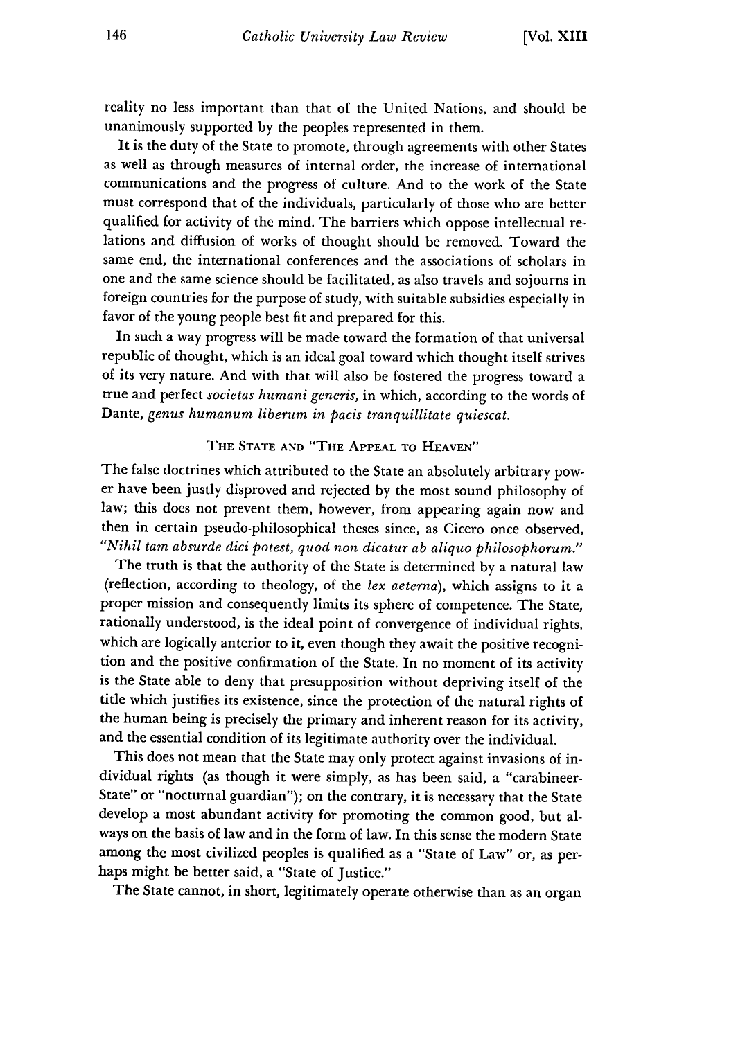reality no less important than that of the United Nations, and should be unanimously supported by the peoples represented in them.

It is the duty of the State to promote, through agreements with other States as well as through measures of internal order, the increase of international communications and the progress of culture. And to the work of the State must correspond that of the individuals, particularly of those who are better qualified for activity of the mind. The barriers which oppose intellectual relations and diffusion of works of thought should be removed. Toward the same end, the international conferences and the associations of scholars in one and the same science should be facilitated, as also travels and sojourns in foreign countries for the purpose of study, with suitable subsidies especially in favor of the young people best fit and prepared for this.

In such a way progress will be made toward the formation of that universal republic of thought, which is an ideal goal toward which thought itself strives of its very nature. And with that will also be fostered the progress toward a true and perfect *societas humani generis,* in which, according to the words of Dante, *genus humanum liberum in pacis tranquillitate quiescat.*

### THE STATE AND "THE APPEAL TO HEAVEN"

The false doctrines which attributed to the State an absolutely arbitrary power have been justly disproved and rejected by the most sound philosophy of law; this does not prevent them, however, from appearing again now and then in certain pseudo-philosophical theses since, as Cicero once observed, *"Nihil tam absurde dici potest, quod non dicatur ab aliquo philosophorum."*

The truth is that the authority of the State is determined by a natural law (reflection, according to theology, of the *lex aeterna*), which assigns to it a proper mission and consequently limits its sphere of competence. The State, rationally understood, is the ideal point of convergence of individual rights, which are logically anterior to it, even though they await the positive recognition and the positive confirmation of the State. In no moment of its activity is the State able to deny that presupposition without depriving itself of the title which justifies its existence, since the protection of the natural rights of the human being is precisely the primary and inherent reason for its activity, and the essential condition of its legitimate authority over the individual.

This does not mean that the State may only protect against invasions of individual rights (as though it were simply, as has been said, a "carabineer-State" or "nocturnal guardian"); on the contrary, it is necessary that the State develop a most abundant activity for promoting the common good, but always on the basis of law and in the form of law. In this sense the modern State among the most civilized peoples is qualified as a "State of Law" or, as perhaps might be better said, a "State of Justice."

The State cannot, in short, legitimately operate otherwise than as an organ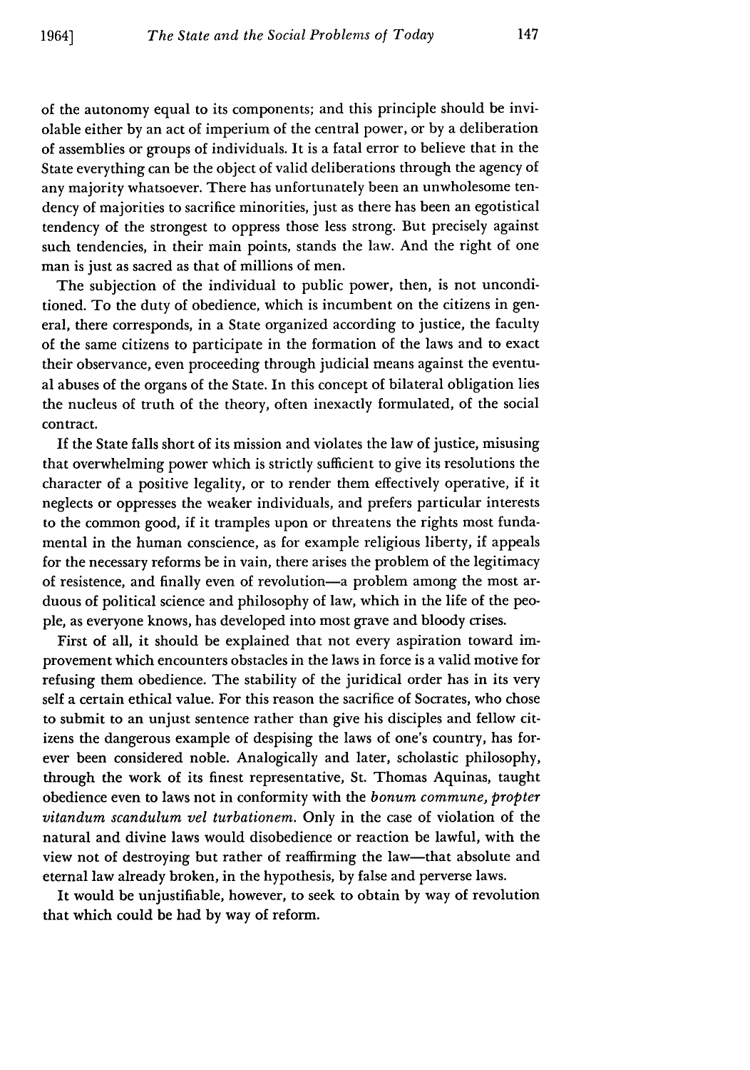of the autonomy equal to its components; and this principle should be inviolable either by an act of imperium of the central power, or by a deliberation of assemblies or groups of individuals. It is a fatal error to believe that in the State everything can be the object of valid deliberations through the agency of any majority whatsoever. There has unfortunately been an unwholesome tendency of majorities to sacrifice minorities, just as there has been an egotistical tendency of the strongest to oppress those less strong. But precisely against such tendencies, in their main points, stands the law. And the right of one man is just as sacred as that of millions of men.

The subjection of the individual to public power, then, is not unconditioned. To the duty of obedience, which is incumbent on the citizens in general, there corresponds, in a State organized according to justice, the faculty of the same citizens to participate in the formation of the laws and to exact their observance, even proceeding through judicial means against the eventual abuses of the organs of the State. In this concept of bilateral obligation lies the nucleus of truth of the theory, often inexactly formulated, of the social contract.

If the State falls short of its mission and violates the law of justice, misusing that overwhelming power which is strictly sufficient to give its resolutions the character of a positive legality, or to render them effectively operative, if it neglects or oppresses the weaker individuals, and prefers particular interests to the common good, if it tramples upon or threatens the rights most fundamental in the human conscience, as for example religious liberty, if appeals for the necessary reforms be in vain, there arises the problem of the legitimacy of resistence, and finally even of revolution—a problem among the most arduous of political science and philosophy of law, which in the life of the people, as everyone knows, has developed into most grave and bloody crises.

First of all, it should be explained that not every aspiration toward improvement which encounters obstacles in the laws in force is a valid motive for refusing them obedience. The stability of the juridical order has in its very self a certain ethical value. For this reason the sacrifice of Socrates, who chose to submit to an unjust sentence rather than give his disciples and fellow citizens the dangerous example of despising the laws of one's country, has forever been considered noble. Analogically and later, scholastic philosophy, through the work of its finest representative, St. Thomas Aquinas, taught obedience even to laws not in conformity with the *bonum commune, propter vitandum scandulum vel turbationem.* Only in the case of violation of the natural and divine laws would disobedience or reaction be lawful, with the view not of destroying but rather of reaffirming the law—that absolute and eternal law already broken, in the hypothesis, by false and perverse laws.

It would be unjustifiable, however, to seek to obtain by way of revolution that which could be had by way of reform.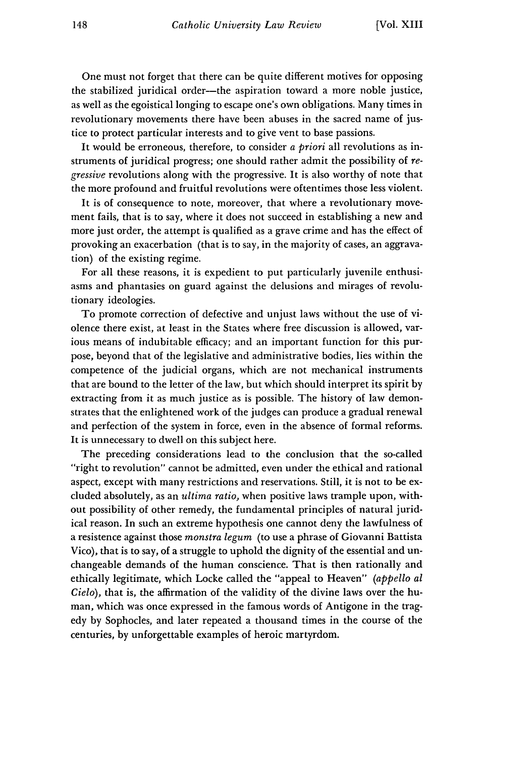One must not forget that there can be quite different motives for opposing the stabilized juridical order—the aspiration toward a more noble justice, as well as the egoistical longing to escape one's own obligations. Many times in revolutionary movements there have been abuses in the sacred name of justice to protect particular interests and to give vent to base passions.

It would be erroneous, therefore, to consider *a priori* all revolutions as instruments of juridical progress; one should rather admit the possibility of *regressive* revolutions along with the progressive. It is also worthy of note that the more profound and fruitful revolutions were oftentimes those less violent.

It is of consequence to note, moreover, that where a revolutionary movement fails, that is to say, where it does not succeed in establishing a new and more just order, the attempt is qualified as a grave crime and has the effect of provoking an exacerbation (that is to say, in the majority of cases, an aggravation) of the existing regime.

For all these reasons, it is expedient to put particularly juvenile enthusiasms and phantasies on guard against the delusions and mirages of revolutionary ideologies.

To promote correction of defective and unjust laws without the use of violence there exist, at least in the States where free discussion is allowed, various means of indubitable efficacy; and an important function for this purpose, beyond that of the legislative and administrative bodies, lies within the competence of the judicial organs, which are not mechanical instruments that are bound to the letter of the law, but which should interpret its spirit by extracting from it as much justice as is possible. The history of law demonstrates that the enlightened work of the judges can produce a gradual renewal and perfection of the system in force, even in the absence of formal reforms. It is unnecessary to dwell on this subject here.

The preceding considerations lead to the conclusion that the so-called "right to revolution" cannot be admitted, even under the ethical and rational aspect, except with many restrictions and reservations. Still, it is not to be excluded absolutely, as an *ultima ratio,* when positive laws trample upon, without possibility of other remedy, the fundamental principles of natural juridical reason. In such an extreme hypothesis one cannot deny the lawfulness of a resistence against those *monstra legum* (to use a phrase of Giovanni Battista Vico), that is to say, of a struggle to uphold the dignity of the essential and unchangeable demands of the human conscience. That is then rationally and ethically legitimate, which Locke called the "appeal to Heaven" *(appello al Cielo)*, that is, the affirmation of the validity of the divine laws over the human, which was once expressed in the famous words of Antigone in the tragedy by Sophocles, and later repeated a thousand times in the course of the centuries, by unforgettable examples of heroic martyrdom.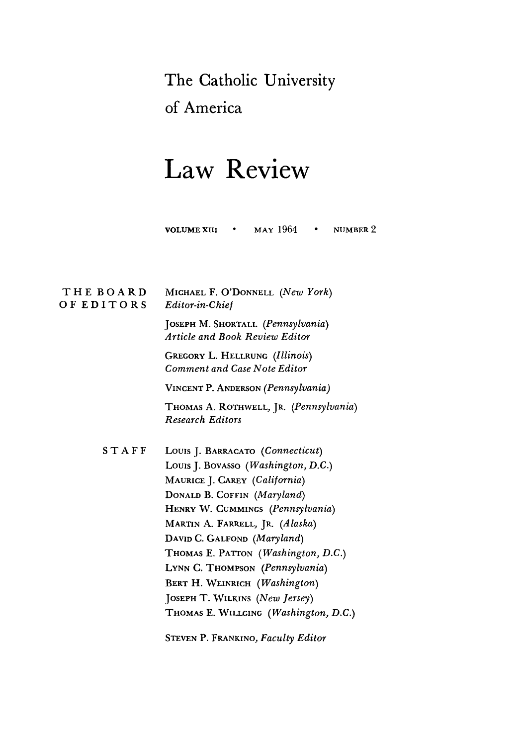# The Catholic University of America

# Law Review

VOLUME XIII • MAY 1964 • NUMBER 2

**THE BOARD OF EDITORS**

MICHAEL F. O'DONNELL *(New York)*
*Editor-in-Chief*

JOSEPH M. SHORTALL *(Pennsylvania)*
*Article and Book Review Editor*

GREGORY L. HELLRUNG *(Illinois)*
*Comment and Case Note Editor*

VINCENT P. ANDERSON *(Pennsylvania)*

THOMAS A. ROTHWELL, JR. *(Pennsylvania)*
*Research Editors*

**STAFF**

LOUIS J. BARRACATO *(Connecticut)*
LOUIS J. BOVASSO *(Washington, D.C.)*
MAURICE J. CAREY *(California)*
DONALD B. COFFIN *(Maryland)*
HENRY W. CUMMINGS *(Pennsylvania)*
MARTIN A. FARRELL, JR. *(Alaska)*
DAVID C. GALFOND *(Maryland)*
THOMAS E. PATTON *(Washington, D.C.)*
LYNN C. THOMPSON *(Pennsylvania)*
BERT H. WEINRICH *(Washington)*
JOSEPH T. WILKINS *(New Jersey)*
THOMAS E. WILLGING *(Washington, D.C.)*

STEVEN P. FRANKINO, *Faculty Editor*